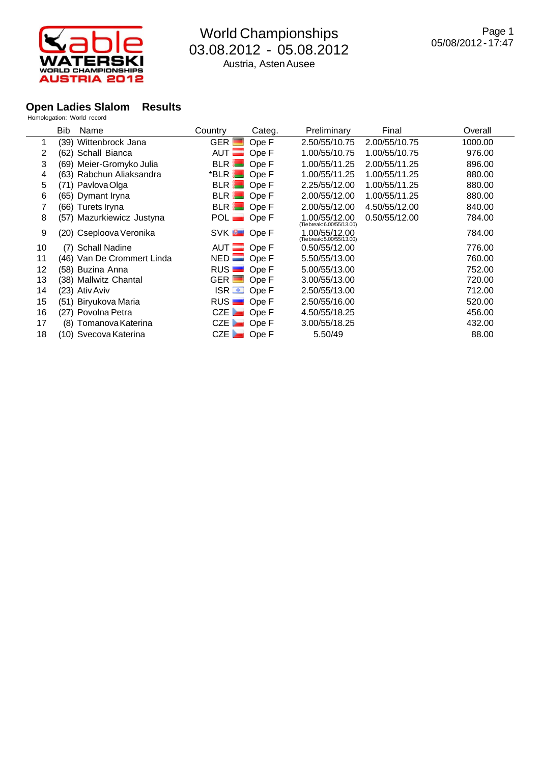# World Championships

03.08.2012 - 05.08.2012

Austria, Asten Ausee

Page 1
05/08/2012 - 17:47

## Open Ladies Slalom Results

Homologation: World record

| | Bib | Name | Country | Categ. | Preliminary | Final | Overall |
|---|---|---|---|---|---|---|---|
| 1 | (39) | Wittenbrock Jana | GER | Ope F | 2.50/55/10.75 | 2.00/55/10.75 | 1000.00 |
| 2 | (62) | Schall Bianca | AUT | Ope F | 1.00/55/10.75 | 1.00/55/10.75 | 976.00 |
| 3 | (69) | Meier-Gromyko Julia | BLR | Ope F | 1.00/55/11.25 | 2.00/55/11.25 | 896.00 |
| 4 | (63) | Rabchun Aliaksandra | *BLR | Ope F | 1.00/55/11.25 | 1.00/55/11.25 | 880.00 |
| 5 | (71) | Pavlova Olga | BLR | Ope F | 2.25/55/12.00 | 1.00/55/11.25 | 880.00 |
| 6 | (65) | Dymant Iryna | BLR | Ope F | 2.00/55/12.00 | 1.00/55/11.25 | 880.00 |
| 7 | (66) | Turets Iryna | BLR | Ope F | 2.00/55/12.00 | 4.50/55/12.00 | 840.00 |
| 8 | (57) | Mazurkiewicz Justyna | POL | Ope F | 1.00/55/12.00 (Tiebreak: 6.00/55/13.00) | 0.50/55/12.00 | 784.00 |
| 9 | (20) | Csepleova Veronika | SVK | Ope F | 1.00/55/12.00 (Tiebreak: 5.00/55/13.00) | | 784.00 |
| 10 | (7) | Schall Nadine | AUT | Ope F | 0.50/55/12.00 | | 776.00 |
| 11 | (46) | Van De Crommert Linda | NED | Ope F | 5.50/55/13.00 | | 760.00 |
| 12 | (58) | Buzina Anna | RUS | Ope F | 5.00/55/13.00 | | 752.00 |
| 13 | (38) | Mallwitz Chantal | GER | Ope F | 3.00/55/13.00 | | 720.00 |
| 14 | (23) | Ativ Aviv | ISR | Ope F | 2.50/55/13.00 | | 712.00 |
| 15 | (51) | Biryukova Maria | RUS | Ope F | 2.50/55/16.00 | | 520.00 |
| 16 | (27) | Povolna Petra | CZE | Ope F | 4.50/55/18.25 | | 456.00 |
| 17 | (8) | Tomanova Katerina | CZE | Ope F | 3.00/55/18.25 | | 432.00 |
| 18 | (10) | Svecova Katerina | CZE | Ope F | 5.50/49 | | 88.00 |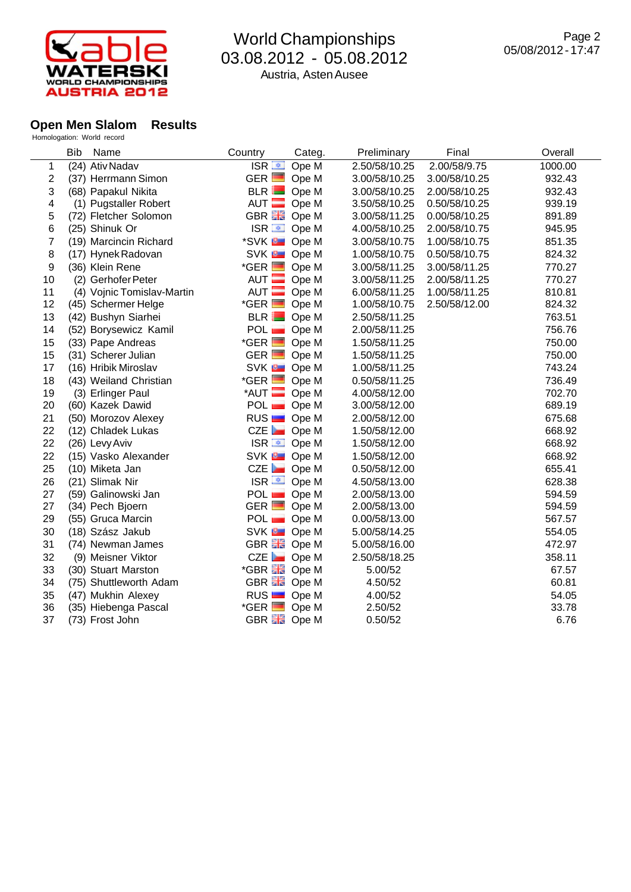# World Championships
03.08.2012 - 05.08.2012
Austria, Asten Ausee

## Open Men Slalom Results

Homologation: World record

| | Bib | Name | Country | Categ. | Preliminary | Final | Overall |
|---|---|---|---|---|---|---|---|
| 1 | (24) | Ativ Nadav | ISR | Ope M | 2.50/58/10.25 | 2.00/58/9.75 | 1000.00 |
| 2 | (37) | Herrmann Simon | GER | Ope M | 3.00/58/10.25 | 3.00/58/10.25 | 932.43 |
| 3 | (68) | Papakul Nikita | BLR | Ope M | 3.00/58/10.25 | 2.00/58/10.25 | 932.43 |
| 4 | (1) | Pugstaller Robert | AUT | Ope M | 3.50/58/10.25 | 0.50/58/10.25 | 939.19 |
| 5 | (72) | Fletcher Solomon | GBR | Ope M | 3.00/58/11.25 | 0.00/58/10.25 | 891.89 |
| 6 | (25) | Shinuk Or | ISR | Ope M | 4.00/58/10.25 | 2.00/58/10.75 | 945.95 |
| 7 | (19) | Marcincin Richard | *SVK | Ope M | 3.00/58/10.75 | 1.00/58/10.75 | 851.35 |
| 8 | (17) | Hynek Radovan | SVK | Ope M | 1.00/58/10.75 | 0.50/58/10.75 | 824.32 |
| 9 | (36) | Klein Rene | *GER | Ope M | 3.00/58/11.25 | 3.00/58/11.25 | 770.27 |
| 10 | (2) | Gerhofer Peter | AUT | Ope M | 3.00/58/11.25 | 2.00/58/11.25 | 770.27 |
| 11 | (4) | Vojnic Tomislav-Martin | AUT | Ope M | 6.00/58/11.25 | 1.00/58/11.25 | 810.81 |
| 12 | (45) | Schermer Helge | *GER | Ope M | 1.00/58/10.75 | 2.50/58/12.00 | 824.32 |
| 13 | (42) | Bushyn Siarhei | BLR | Ope M | 2.50/58/11.25 | | 763.51 |
| 14 | (52) | Borysewicz Kamil | POL | Ope M | 2.00/58/11.25 | | 756.76 |
| 15 | (33) | Pape Andreas | *GER | Ope M | 1.50/58/11.25 | | 750.00 |
| 15 | (31) | Scherer Julian | GER | Ope M | 1.50/58/11.25 | | 750.00 |
| 17 | (16) | Hribik Miroslav | SVK | Ope M | 1.00/58/11.25 | | 743.24 |
| 18 | (43) | Weiland Christian | *GER | Ope M | 0.50/58/11.25 | | 736.49 |
| 19 | (3) | Erlinger Paul | *AUT | Ope M | 4.00/58/12.00 | | 702.70 |
| 20 | (60) | Kazek Dawid | POL | Ope M | 3.00/58/12.00 | | 689.19 |
| 21 | (50) | Morozov Alexey | RUS | Ope M | 2.00/58/12.00 | | 675.68 |
| 22 | (12) | Chladek Lukas | CZE | Ope M | 1.50/58/12.00 | | 668.92 |
| 22 | (26) | Levy Aviv | ISR | Ope M | 1.50/58/12.00 | | 668.92 |
| 22 | (15) | Vasko Alexander | SVK | Ope M | 1.50/58/12.00 | | 668.92 |
| 25 | (10) | Miketa Jan | CZE | Ope M | 0.50/58/12.00 | | 655.41 |
| 26 | (21) | Slimak Nir | ISR | Ope M | 4.50/58/13.00 | | 628.38 |
| 27 | (59) | Galinowski Jan | POL | Ope M | 2.00/58/13.00 | | 594.59 |
| 27 | (34) | Pech Bjoern | GER | Ope M | 2.00/58/13.00 | | 594.59 |
| 29 | (55) | Gruca Marcin | POL | Ope M | 0.00/58/13.00 | | 567.57 |
| 30 | (18) | Szász Jakub | SVK | Ope M | 5.00/58/14.25 | | 554.05 |
| 31 | (74) | Newman James | GBR | Ope M | 5.00/58/16.00 | | 472.97 |
| 32 | (9) | Meisner Viktor | CZE | Ope M | 2.50/58/18.25 | | 358.11 |
| 33 | (30) | Stuart Marston | *GBR | Ope M | 5.00/52 | | 67.57 |
| 34 | (75) | Shuttleworth Adam | GBR | Ope M | 4.50/52 | | 60.81 |
| 35 | (47) | Mukhin Alexey | RUS | Ope M | 4.00/52 | | 54.05 |
| 36 | (35) | Hiebenga Pascal | *GER | Ope M | 2.50/52 | | 33.78 |
| 37 | (73) | Frost John | GBR | Ope M | 0.50/52 | | 6.76 |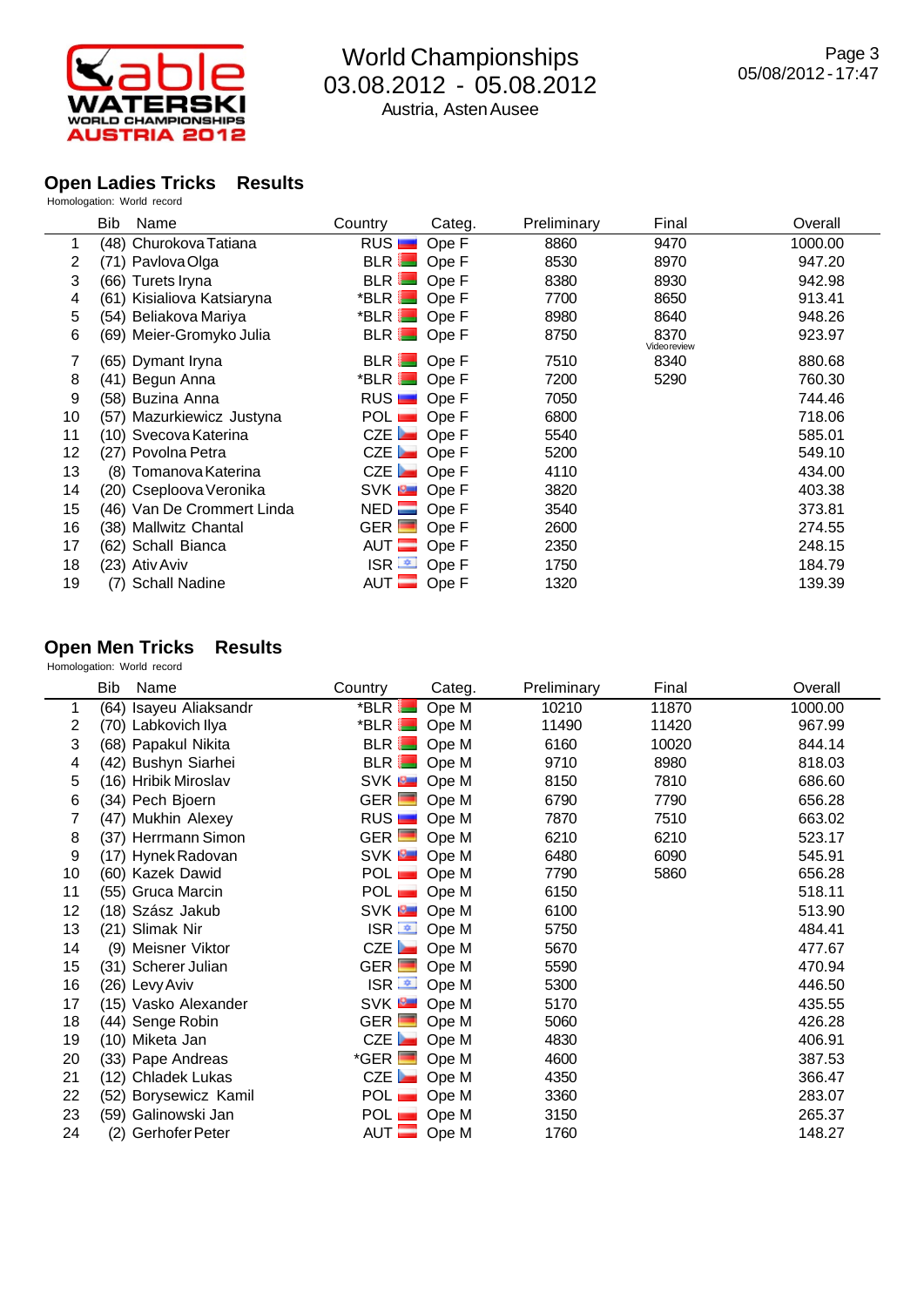# World Championships

03.08.2012 - 05.08.2012

Austria, Asten Ausee

## Open Ladies Tricks Results

Homologation: World record

| | Bib | Name | Country | Categ. | Preliminary | Final | Overall |
|---|---|---|---|---|---|---|---|
| 1 | (48) | Churokova Tatiana | RUS | Ope F | 8860 | 9470 | 1000.00 |
| 2 | (71) | Pavlova Olga | BLR | Ope F | 8530 | 8970 | 947.20 |
| 3 | (66) | Turets Iryna | BLR | Ope F | 8380 | 8930 | 942.98 |
| 4 | (61) | Kisialiova Katsiaryna | *BLR | Ope F | 7700 | 8650 | 913.41 |
| 5 | (54) | Beliakova Mariya | *BLR | Ope F | 8980 | 8640 | 948.26 |
| 6 | (69) | Meier-Gromyko Julia | BLR | Ope F | 8750 | 8370 Videoreview | 923.97 |
| 7 | (65) | Dymant Iryna | BLR | Ope F | 7510 | 8340 | 880.68 |
| 8 | (41) | Begun Anna | *BLR | Ope F | 7200 | 5290 | 760.30 |
| 9 | (58) | Buzina Anna | RUS | Ope F | 7050 | | 744.46 |
| 10 | (57) | Mazurkiewicz Justyna | POL | Ope F | 6800 | | 718.06 |
| 11 | (10) | Svecova Katerina | CZE | Ope F | 5540 | | 585.01 |
| 12 | (27) | Povolna Petra | CZE | Ope F | 5200 | | 549.10 |
| 13 | (8) | Tomanova Katerina | CZE | Ope F | 4110 | | 434.00 |
| 14 | (20) | Cseploova Veronika | SVK | Ope F | 3820 | | 403.38 |
| 15 | (46) | Van De Crommert Linda | NED | Ope F | 3540 | | 373.81 |
| 16 | (38) | Mallwitz Chantal | GER | Ope F | 2600 | | 274.55 |
| 17 | (62) | Schall Bianca | AUT | Ope F | 2350 | | 248.15 |
| 18 | (23) | Ativ Aviv | ISR | Ope F | 1750 | | 184.79 |
| 19 | (7) | Schall Nadine | AUT | Ope F | 1320 | | 139.39 |

## Open Men Tricks Results

Homologation: World record

| | Bib | Name | Country | Categ. | Preliminary | Final | Overall |
|---|---|---|---|---|---|---|---|
| 1 | (64) | Isayeu Aliaksandr | *BLR | Ope M | 10210 | 11870 | 1000.00 |
| 2 | (70) | Labkovich Ilya | *BLR | Ope M | 11490 | 11420 | 967.99 |
| 3 | (68) | Papakul Nikita | BLR | Ope M | 6160 | 10020 | 844.14 |
| 4 | (42) | Bushyn Siarhei | BLR | Ope M | 9710 | 8980 | 818.03 |
| 5 | (16) | Hribik Miroslav | SVK | Ope M | 8150 | 7810 | 686.60 |
| 6 | (34) | Pech Bjoern | GER | Ope M | 6790 | 7790 | 656.28 |
| 7 | (47) | Mukhin Alexey | RUS | Ope M | 7870 | 7510 | 663.02 |
| 8 | (37) | Herrmann Simon | GER | Ope M | 6210 | 6210 | 523.17 |
| 9 | (17) | Hynek Radovan | SVK | Ope M | 6480 | 6090 | 545.91 |
| 10 | (60) | Kazek Dawid | POL | Ope M | 7790 | 5860 | 656.28 |
| 11 | (55) | Gruca Marcin | POL | Ope M | 6150 | | 518.11 |
| 12 | (18) | Szász Jakub | SVK | Ope M | 6100 | | 513.90 |
| 13 | (21) | Slimak Nir | ISR | Ope M | 5750 | | 484.41 |
| 14 | (9) | Meisner Viktor | CZE | Ope M | 5670 | | 477.67 |
| 15 | (31) | Scherer Julian | GER | Ope M | 5590 | | 470.94 |
| 16 | (26) | Levy Aviv | ISR | Ope M | 5300 | | 446.50 |
| 17 | (15) | Vasko Alexander | SVK | Ope M | 5170 | | 435.55 |
| 18 | (44) | Senge Robin | GER | Ope M | 5060 | | 426.28 |
| 19 | (10) | Miketa Jan | CZE | Ope M | 4830 | | 406.91 |
| 20 | (33) | Pape Andreas | *GER | Ope M | 4600 | | 387.53 |
| 21 | (12) | Chladek Lukas | CZE | Ope M | 4350 | | 366.47 |
| 22 | (52) | Borysewicz Kamil | POL | Ope M | 3360 | | 283.07 |
| 23 | (59) | Galinowski Jan | POL | Ope M | 3150 | | 265.37 |
| 24 | (2) | Gerhofer Peter | AUT | Ope M | 1760 | | 148.27 |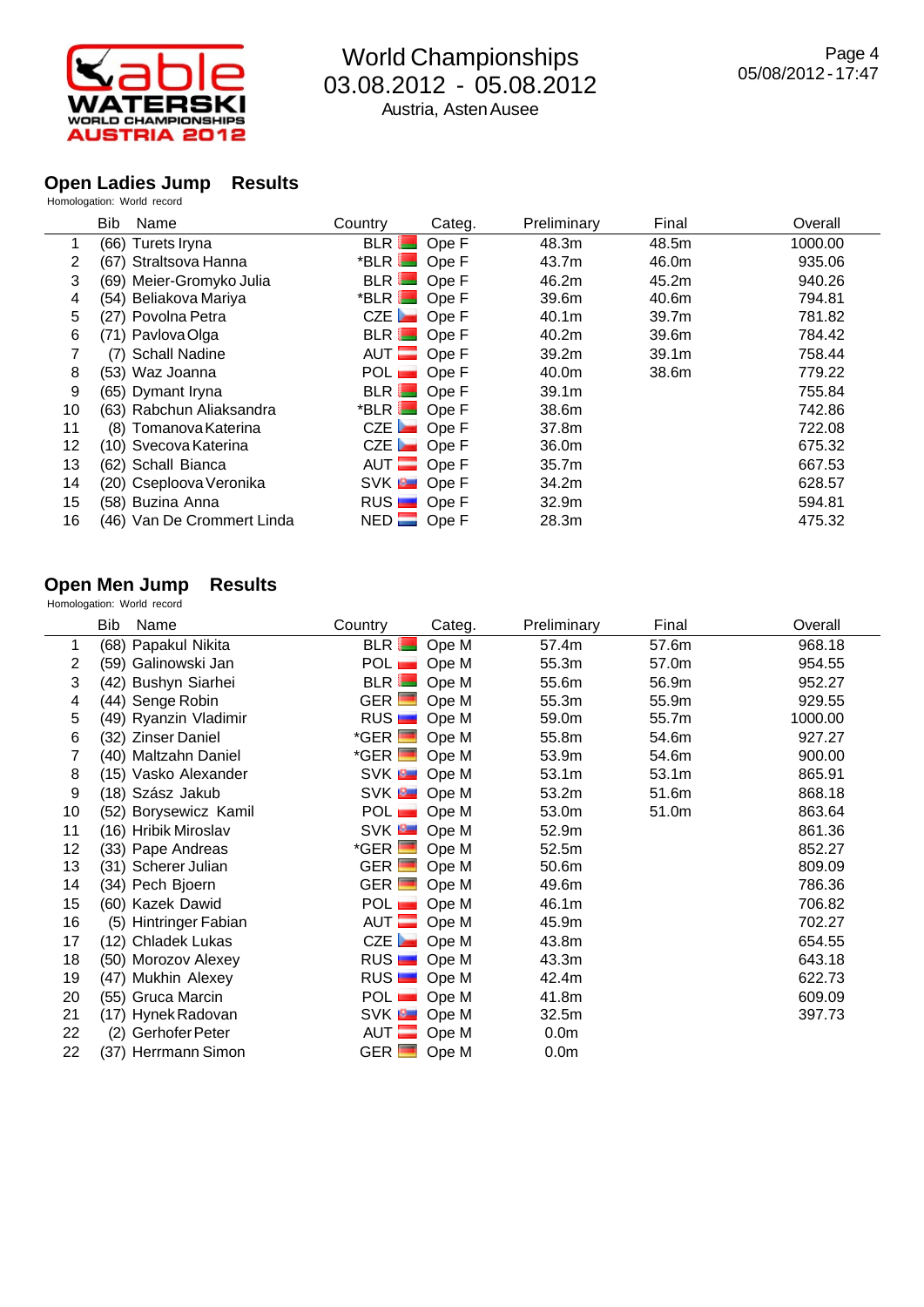World Championships
03.08.2012 - 05.08.2012
Austria, Asten Ausee

## Open Ladies Jump Results

Homologation: World record

| | Bib | Name | Country | Categ. | Preliminary | Final | Overall |
|---|---|---|---|---|---|---|---|
| 1 | (66) | Turets Iryna | BLR | Ope F | 48.3m | 48.5m | 1000.00 |
| 2 | (67) | Straltsova Hanna | *BLR | Ope F | 43.7m | 46.0m | 935.06 |
| 3 | (69) | Meier-Gromyko Julia | BLR | Ope F | 46.2m | 45.2m | 940.26 |
| 4 | (54) | Beliakova Mariya | *BLR | Ope F | 39.6m | 40.6m | 794.81 |
| 5 | (27) | Povolna Petra | CZE | Ope F | 40.1m | 39.7m | 781.82 |
| 6 | (71) | Pavlova Olga | BLR | Ope F | 40.2m | 39.6m | 784.42 |
| 7 | (7) | Schall Nadine | AUT | Ope F | 39.2m | 39.1m | 758.44 |
| 8 | (53) | Waz Joanna | POL | Ope F | 40.0m | 38.6m | 779.22 |
| 9 | (65) | Dymant Iryna | BLR | Ope F | 39.1m | | 755.84 |
| 10 | (63) | Rabchun Aliaksandra | *BLR | Ope F | 38.6m | | 742.86 |
| 11 | (8) | Tomanova Katerina | CZE | Ope F | 37.8m | | 722.08 |
| 12 | (10) | Svecova Katerina | CZE | Ope F | 36.0m | | 675.32 |
| 13 | (62) | Schall Bianca | AUT | Ope F | 35.7m | | 667.53 |
| 14 | (20) | Csepl​oova Veronika | SVK | Ope F | 34.2m | | 628.57 |
| 15 | (58) | Buzina Anna | RUS | Ope F | 32.9m | | 594.81 |
| 16 | (46) | Van De Crommert Linda | NED | Ope F | 28.3m | | 475.32 |

## Open Men Jump Results

Homologation: World record

| | Bib | Name | Country | Categ. | Preliminary | Final | Overall |
|---|---|---|---|---|---|---|---|
| 1 | (68) | Papakul Nikita | BLR | Ope M | 57.4m | 57.6m | 968.18 |
| 2 | (59) | Galinowski Jan | POL | Ope M | 55.3m | 57.0m | 954.55 |
| 3 | (42) | Bushyn Siarhei | BLR | Ope M | 55.6m | 56.9m | 952.27 |
| 4 | (44) | Senge Robin | GER | Ope M | 55.3m | 55.9m | 929.55 |
| 5 | (49) | Ryanzin Vladimir | RUS | Ope M | 59.0m | 55.7m | 1000.00 |
| 6 | (32) | Zinser Daniel | *GER | Ope M | 55.8m | 54.6m | 927.27 |
| 7 | (40) | Maltzahn Daniel | *GER | Ope M | 53.9m | 54.6m | 900.00 |
| 8 | (15) | Vasko Alexander | SVK | Ope M | 53.1m | 53.1m | 865.91 |
| 9 | (18) | Szász Jakub | SVK | Ope M | 53.2m | 51.6m | 868.18 |
| 10 | (52) | Borysewicz Kamil | POL | Ope M | 53.0m | 51.0m | 863.64 |
| 11 | (16) | Hribik Miroslav | SVK | Ope M | 52.9m | | 861.36 |
| 12 | (33) | Pape Andreas | *GER | Ope M | 52.5m | | 852.27 |
| 13 | (31) | Scherer Julian | GER | Ope M | 50.6m | | 809.09 |
| 14 | (34) | Pech Bjoern | GER | Ope M | 49.6m | | 786.36 |
| 15 | (60) | Kazek Dawid | POL | Ope M | 46.1m | | 706.82 |
| 16 | (5) | Hintringer Fabian | AUT | Ope M | 45.9m | | 702.27 |
| 17 | (12) | Chladek Lukas | CZE | Ope M | 43.8m | | 654.55 |
| 18 | (50) | Morozov Alexey | RUS | Ope M | 43.3m | | 643.18 |
| 19 | (47) | Mukhin Alexey | RUS | Ope M | 42.4m | | 622.73 |
| 20 | (55) | Gruca Marcin | POL | Ope M | 41.8m | | 609.09 |
| 21 | (17) | Hynek Radovan | SVK | Ope M | 32.5m | | 397.73 |
| 22 | (2) | Gerhofer Peter | AUT | Ope M | 0.0m | | |
| 22 | (37) | Herrmann Simon | GER | Ope M | 0.0m | | |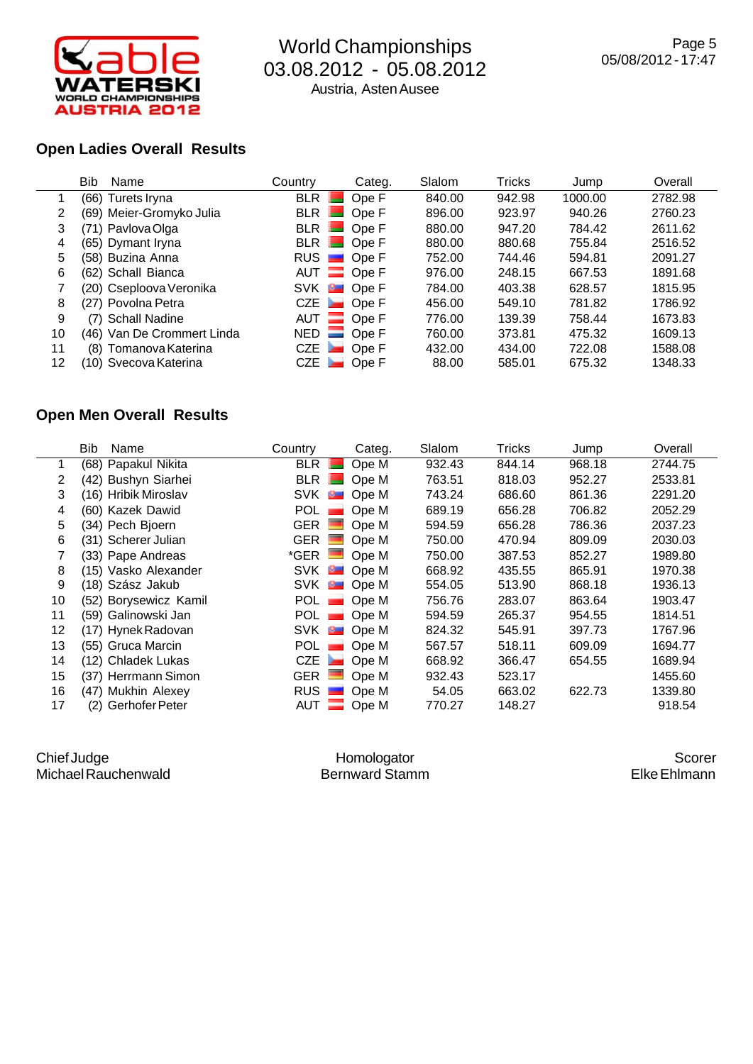# World Championships
03.08.2012 - 05.08.2012
Austria, Asten Ausee

05/08/2012 - 17:47

## Open Ladies Overall Results

| | Bib | Name | Country | Categ. | Slalom | Tricks | Jump | Overall |
|---|---|---|---|---|---|---|---|---|
| 1 | (66) | Turets Iryna | BLR | Ope F | 840.00 | 942.98 | 1000.00 | 2782.98 |
| 2 | (69) | Meier-Gromyko Julia | BLR | Ope F | 896.00 | 923.97 | 940.26 | 2760.23 |
| 3 | (71) | Pavlova Olga | BLR | Ope F | 880.00 | 947.20 | 784.42 | 2611.62 |
| 4 | (65) | Dymant Iryna | BLR | Ope F | 880.00 | 880.68 | 755.84 | 2516.52 |
| 5 | (58) | Buzina Anna | RUS | Ope F | 752.00 | 744.46 | 594.81 | 2091.27 |
| 6 | (62) | Schall Bianca | AUT | Ope F | 976.00 | 248.15 | 667.53 | 1891.68 |
| 7 | (20) | Cseploova Veronika | SVK | Ope F | 784.00 | 403.38 | 628.57 | 1815.95 |
| 8 | (27) | Povolna Petra | CZE | Ope F | 456.00 | 549.10 | 781.82 | 1786.92 |
| 9 | (7) | Schall Nadine | AUT | Ope F | 776.00 | 139.39 | 758.44 | 1673.83 |
| 10 | (46) | Van De Crommert Linda | NED | Ope F | 760.00 | 373.81 | 475.32 | 1609.13 |
| 11 | (8) | Tomanova Katerina | CZE | Ope F | 432.00 | 434.00 | 722.08 | 1588.08 |
| 12 | (10) | Svecova Katerina | CZE | Ope F | 88.00 | 585.01 | 675.32 | 1348.33 |

## Open Men Overall Results

| | Bib | Name | Country | Categ. | Slalom | Tricks | Jump | Overall |
|---|---|---|---|---|---|---|---|---|
| 1 | (68) | Papakul Nikita | BLR | Ope M | 932.43 | 844.14 | 968.18 | 2744.75 |
| 2 | (42) | Bushyn Siarhei | BLR | Ope M | 763.51 | 818.03 | 952.27 | 2533.81 |
| 3 | (16) | Hribik Miroslav | SVK | Ope M | 743.24 | 686.60 | 861.36 | 2291.20 |
| 4 | (60) | Kazek Dawid | POL | Ope M | 689.19 | 656.28 | 706.82 | 2052.29 |
| 5 | (34) | Pech Bjoern | GER | Ope M | 594.59 | 656.28 | 786.36 | 2037.23 |
| 6 | (31) | Scherer Julian | GER | Ope M | 750.00 | 470.94 | 809.09 | 2030.03 |
| 7 | (33) | Pape Andreas | *GER | Ope M | 750.00 | 387.53 | 852.27 | 1989.80 |
| 8 | (15) | Vasko Alexander | SVK | Ope M | 668.92 | 435.55 | 865.91 | 1970.38 |
| 9 | (18) | Szász Jakub | SVK | Ope M | 554.05 | 513.90 | 868.18 | 1936.13 |
| 10 | (52) | Borysewicz Kamil | POL | Ope M | 756.76 | 283.07 | 863.64 | 1903.47 |
| 11 | (59) | Galinowski Jan | POL | Ope M | 594.59 | 265.37 | 954.55 | 1814.51 |
| 12 | (17) | Hynek Radovan | SVK | Ope M | 824.32 | 545.91 | 397.73 | 1767.96 |
| 13 | (55) | Gruca Marcin | POL | Ope M | 567.57 | 518.11 | 609.09 | 1694.77 |
| 14 | (12) | Chladek Lukas | CZE | Ope M | 668.92 | 366.47 | 654.55 | 1689.94 |
| 15 | (37) | Herrmann Simon | GER | Ope M | 932.43 | 523.17 | | 1455.60 |
| 16 | (47) | Mukhin Alexey | RUS | Ope M | 54.05 | 663.02 | 622.73 | 1339.80 |
| 17 | (2) | Gerhofer Peter | AUT | Ope M | 770.27 | 148.27 | | 918.54 |

Chief Judge
Michael Rauchenwald

Homologator
Bernward Stamm

Scorer
Elke Ehlmann